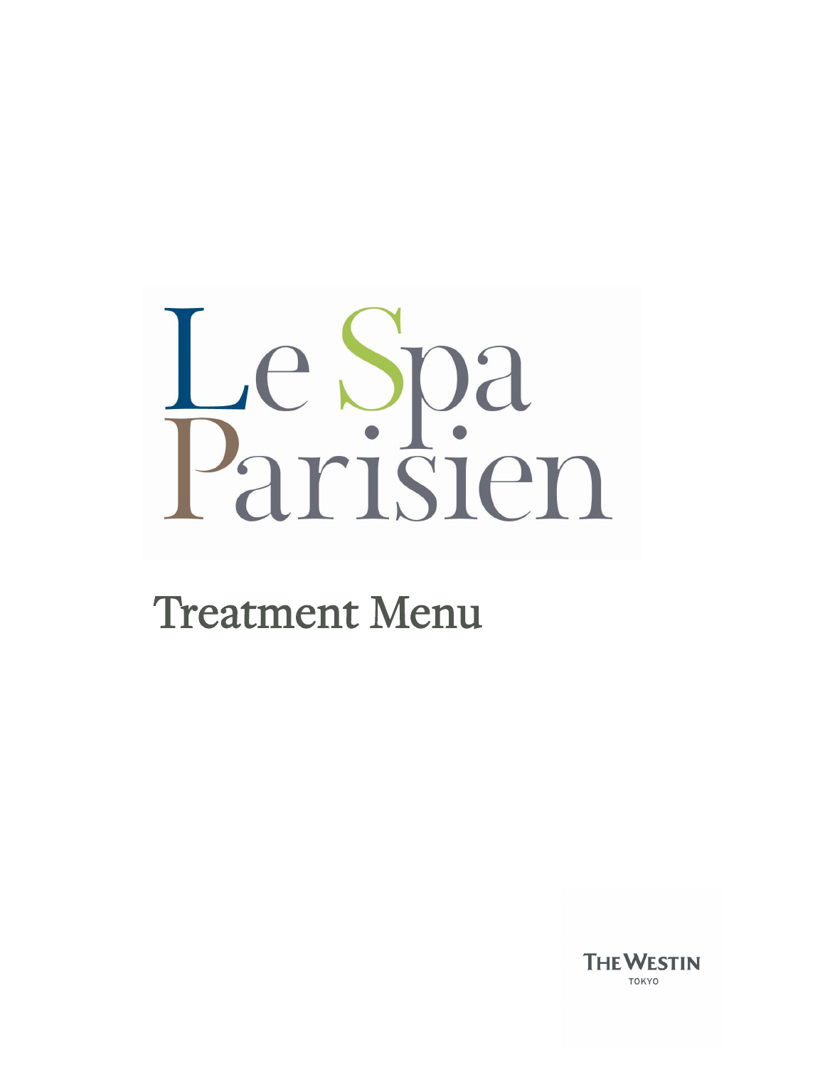# Le Spa Parisien

## Treatment Menu

THE WESTIN TOKYO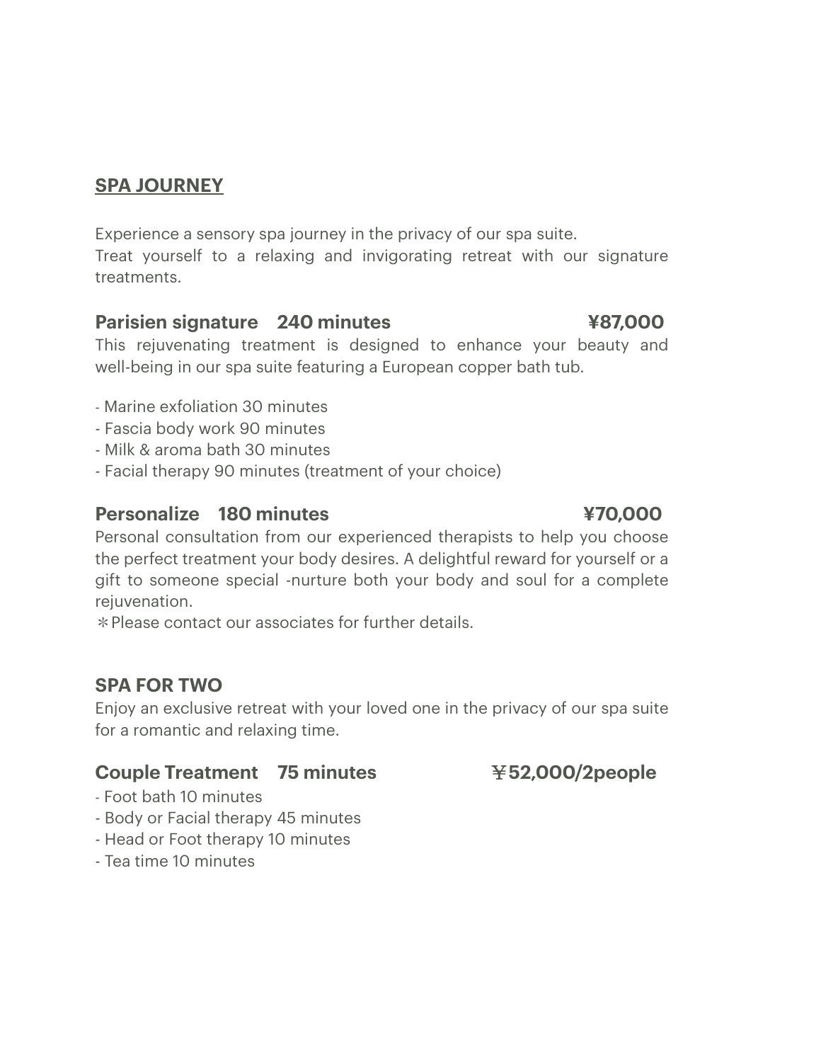## SPA JOURNEY

Experience a sensory spa journey in the privacy of our spa suite.
Treat yourself to a relaxing and invigorating retreat with our signature treatments.

### Parisien signature　240 minutes　¥87,000

This rejuvenating treatment is designed to enhance your beauty and well-being in our spa suite featuring a European copper bath tub.

- Marine exfoliation 30 minutes
- Fascia body work 90 minutes
- Milk & aroma bath 30 minutes
- Facial therapy 90 minutes (treatment of your choice)

### Personalize　180 minutes　¥70,000

Personal consultation from our experienced therapists to help you choose the perfect treatment your body desires. A delightful reward for yourself or a gift to someone special -nurture both your body and soul for a complete rejuvenation.
＊Please contact our associates for further details.

## SPA FOR TWO

Enjoy an exclusive retreat with your loved one in the privacy of our spa suite for a romantic and relaxing time.

### Couple Treatment　75 minutes　￥52,000/2people

- Foot bath 10 minutes
- Body or Facial therapy 45 minutes
- Head or Foot therapy 10 minutes
- Tea time 10 minutes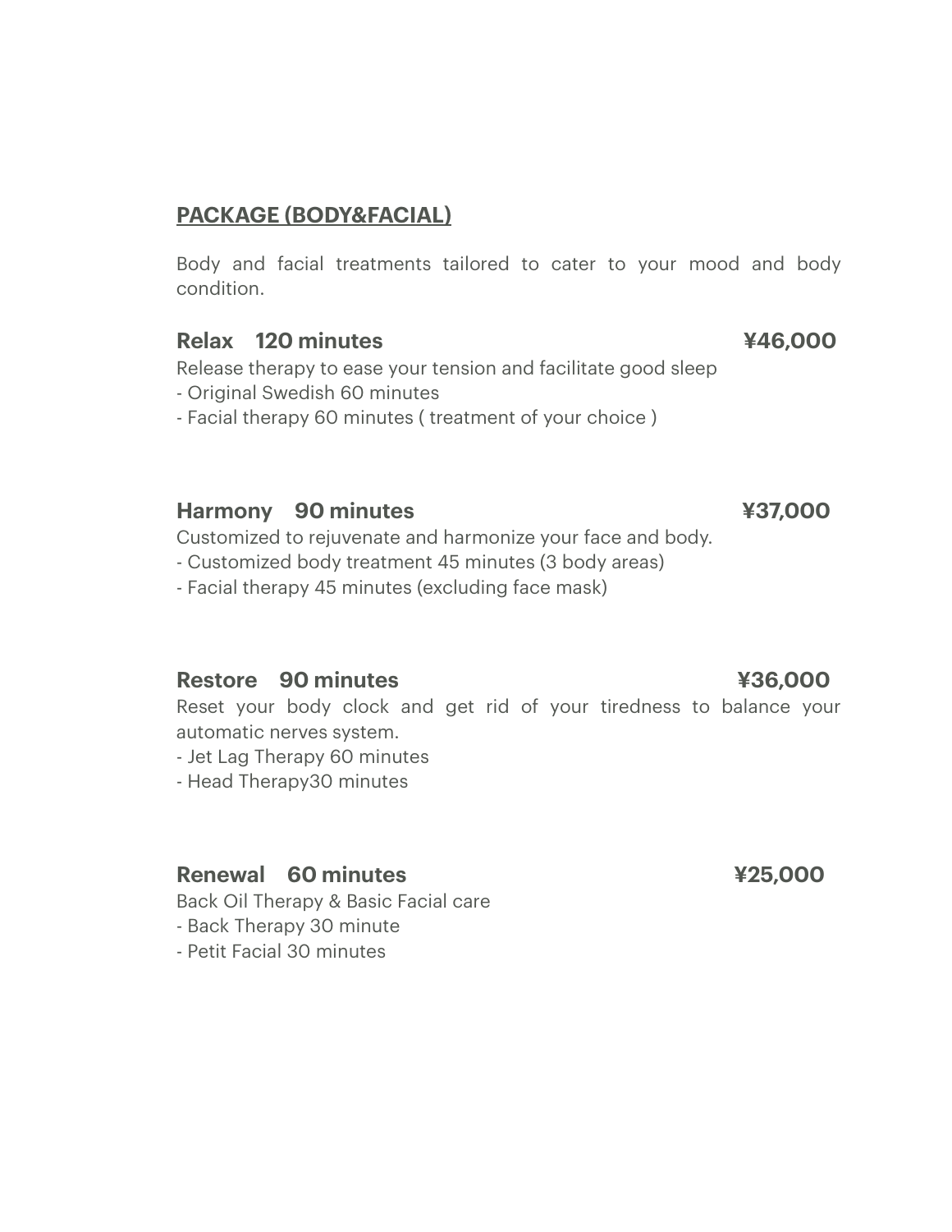## PACKAGE (BODY&FACIAL)

Body and facial treatments tailored to cater to your mood and body condition.

### Relax 120 minutes ¥46,000

Release therapy to ease your tension and facilitate good sleep

- Original Swedish 60 minutes
- Facial therapy 60 minutes ( treatment of your choice )

### Harmony 90 minutes ¥37,000

Customized to rejuvenate and harmonize your face and body.

- Customized body treatment 45 minutes (3 body areas)
- Facial therapy 45 minutes (excluding face mask)

### Restore 90 minutes ¥36,000

Reset your body clock and get rid of your tiredness to balance your automatic nerves system.

- Jet Lag Therapy 60 minutes
- Head Therapy30 minutes

### Renewal 60 minutes ¥25,000

Back Oil Therapy & Basic Facial care

- Back Therapy 30 minute
- Petit Facial 30 minutes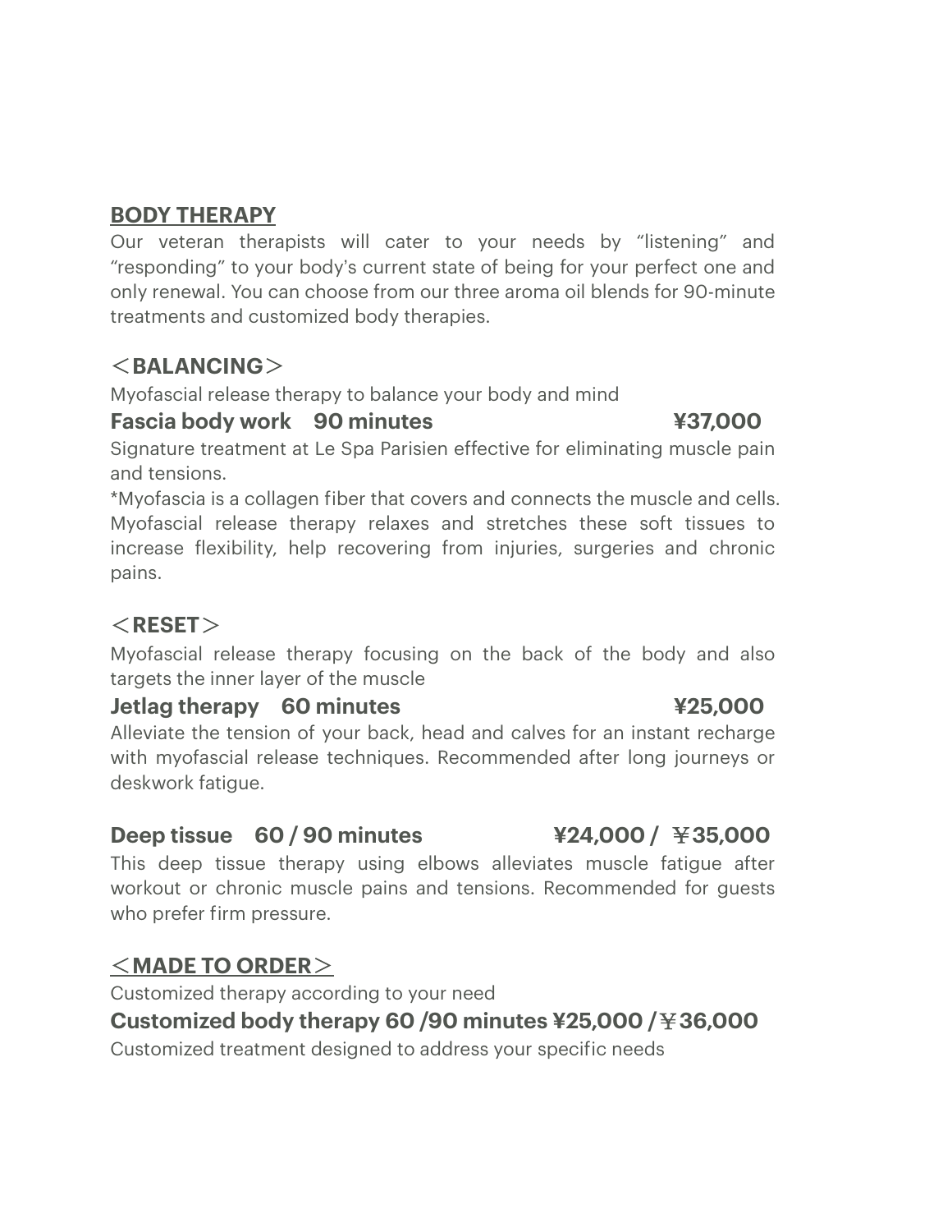## BODY THERAPY

Our veteran therapists will cater to your needs by “listening” and ”responding” to your body’s current state of being for your perfect one and only renewal. You can choose from our three aroma oil blends for 90-minute treatments and customized body therapies.

### ＜BALANCING＞

Myofascial release therapy to balance your body and mind

**Fascia body work　90 minutes　¥37,000**

Signature treatment at Le Spa Parisien effective for eliminating muscle pain and tensions.

*Myofascia is a collagen fiber that covers and connects the muscle and cells. Myofascial release therapy relaxes and stretches these soft tissues to increase flexibility, help recovering from injuries, surgeries and chronic pains.

### ＜RESET＞

Myofascial release therapy focusing on the back of the body and also targets the inner layer of the muscle

**Jetlag therapy　60 minutes　¥25,000**

Alleviate the tension of your back, head and calves for an instant recharge with myofascial release techniques. Recommended after long journeys or deskwork fatigue.

**Deep tissue　60 / 90 minutes　¥24,000 / ￥35,000**

This deep tissue therapy using elbows alleviates muscle fatigue after workout or chronic muscle pains and tensions. Recommended for guests who prefer firm pressure.

### ＜MADE TO ORDER＞

Customized therapy according to your need

**Customized body therapy 60 /90 minutes ¥25,000 /￥36,000**

Customized treatment designed to address your specific needs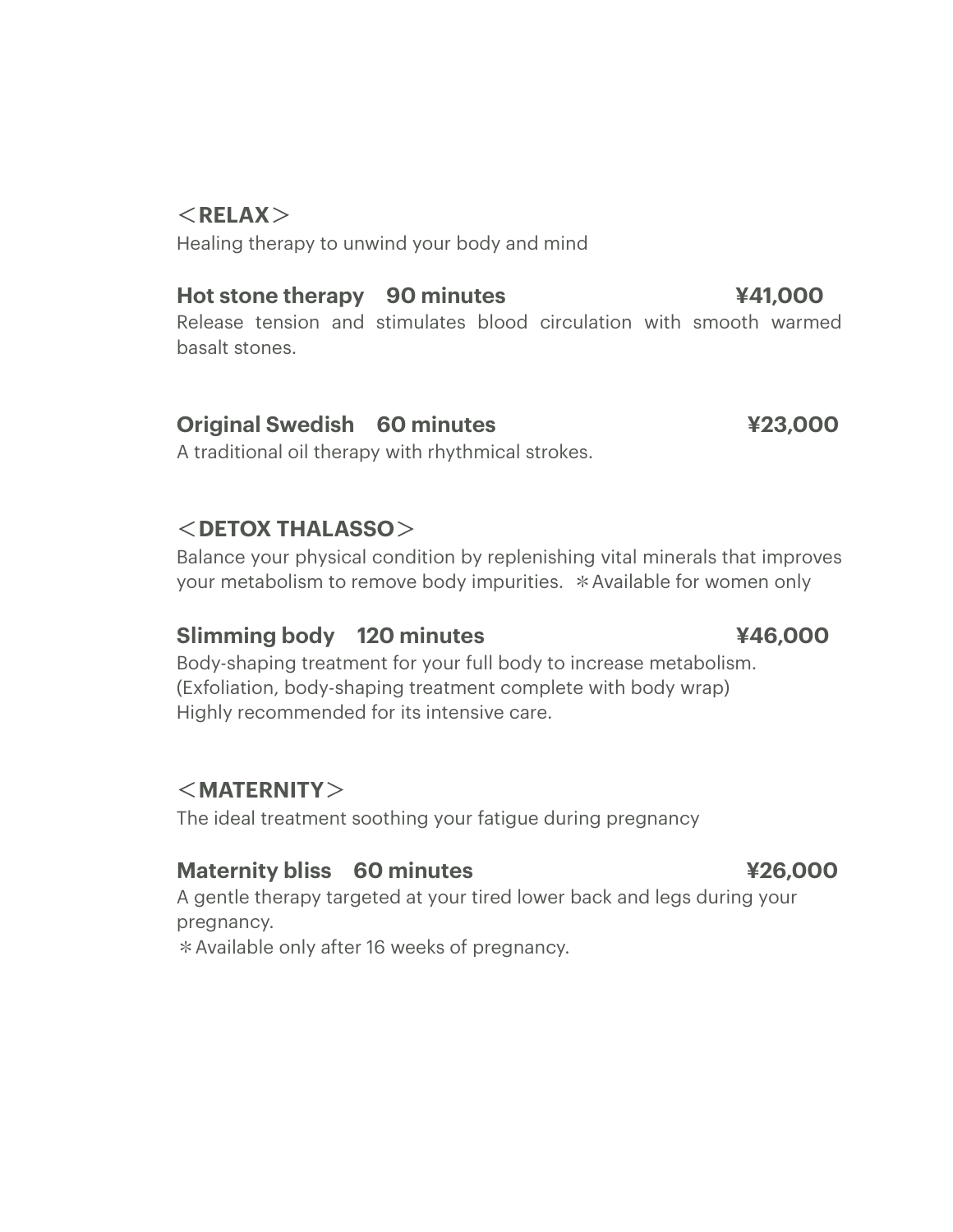## ＜RELAX＞

Healing therapy to unwind your body and mind

### Hot stone therapy　90 minutes　¥41,000

Release tension and stimulates blood circulation with smooth warmed basalt stones.

### Original Swedish　60 minutes　¥23,000

A traditional oil therapy with rhythmical strokes.

## ＜DETOX THALASSO＞

Balance your physical condition by replenishing vital minerals that improves your metabolism to remove body impurities. ＊Available for women only

### Slimming body　120 minutes　¥46,000

Body-shaping treatment for your full body to increase metabolism.
(Exfoliation, body-shaping treatment complete with body wrap)
Highly recommended for its intensive care.

## ＜MATERNITY＞

The ideal treatment soothing your fatigue during pregnancy

### Maternity bliss　60 minutes　¥26,000

A gentle therapy targeted at your tired lower back and legs during your pregnancy.

＊Available only after 16 weeks of pregnancy.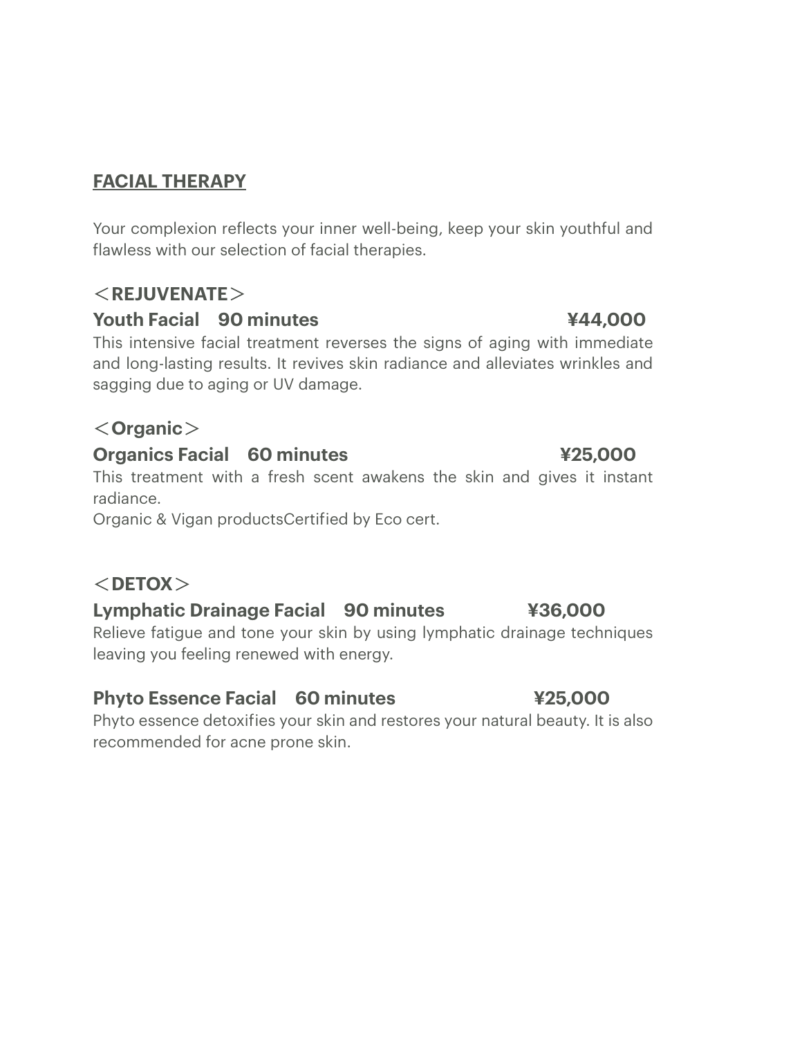## FACIAL THERAPY

Your complexion reflects your inner well-being, keep your skin youthful and flawless with our selection of facial therapies.

### ＜REJUVENATE＞

**Youth Facial　90 minutes　　¥44,000**

This intensive facial treatment reverses the signs of aging with immediate and long-lasting results. It revives skin radiance and alleviates wrinkles and sagging due to aging or UV damage.

### ＜Organic＞

**Organics Facial　60 minutes　　¥25,000**

This treatment with a fresh scent awakens the skin and gives it instant radiance.
Organic & Vigan productsCertified by Eco cert.

### ＜DETOX＞

**Lymphatic Drainage Facial　90 minutes　　¥36,000**

Relieve fatigue and tone your skin by using lymphatic drainage techniques leaving you feeling renewed with energy.

**Phyto Essence Facial　60 minutes　　¥25,000**

Phyto essence detoxifies your skin and restores your natural beauty. It is also recommended for acne prone skin.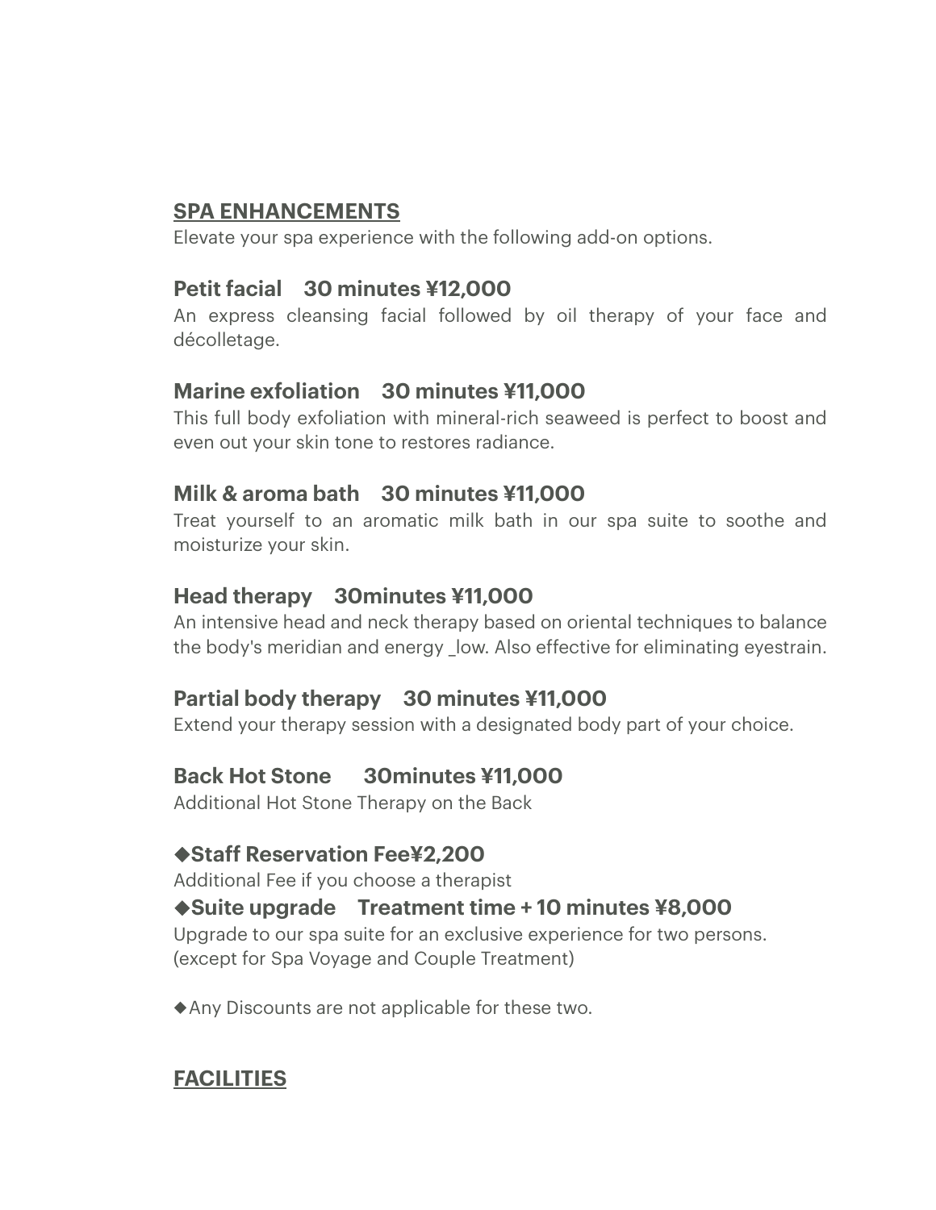## SPA ENHANCEMENTS

Elevate your spa experience with the following add-on options.

### Petit facial　30 minutes ¥12,000

An express cleansing facial followed by oil therapy of your face and décolletage.

### Marine exfoliation　30 minutes ¥11,000

This full body exfoliation with mineral-rich seaweed is perfect to boost and even out your skin tone to restores radiance.

### Milk & aroma bath　30 minutes ¥11,000

Treat yourself to an aromatic milk bath in our spa suite to soothe and moisturize your skin.

### Head therapy　30minutes ¥11,000

An intensive head and neck therapy based on oriental techniques to balance the body's meridian and energy _low. Also effective for eliminating eyestrain.

### Partial body therapy　30 minutes ¥11,000

Extend your therapy session with a designated body part of your choice.

### Back Hot Stone　30minutes ¥11,000

Additional Hot Stone Therapy on the Back

### ◆Staff Reservation Fee¥2,200

Additional Fee if you choose a therapist

### ◆Suite upgrade　Treatment time + 10 minutes ¥8,000

Upgrade to our spa suite for an exclusive experience for two persons.
(except for Spa Voyage and Couple Treatment)

◆Any Discounts are not applicable for these two.

## FACILITIES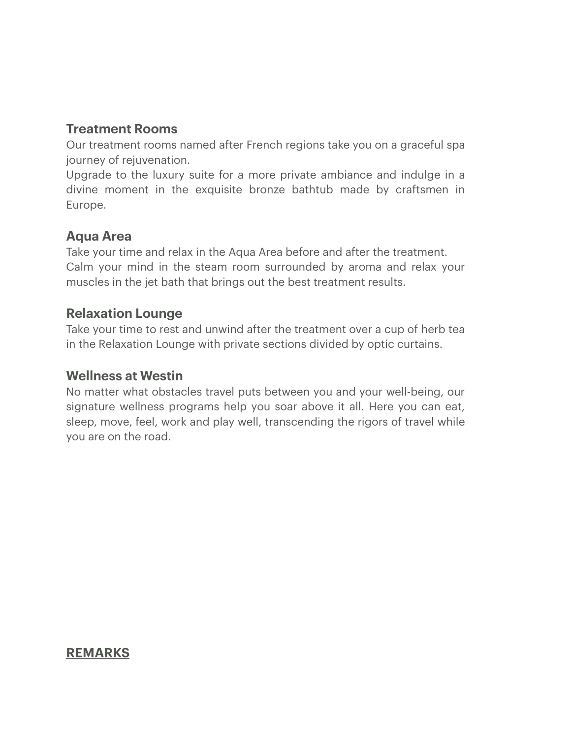### Treatment Rooms

Our treatment rooms named after French regions take you on a graceful spa journey of rejuvenation.
Upgrade to the luxury suite for a more private ambiance and indulge in a divine moment in the exquisite bronze bathtub made by craftsmen in Europe.

### Aqua Area

Take your time and relax in the Aqua Area before and after the treatment.
Calm your mind in the steam room surrounded by aroma and relax your muscles in the jet bath that brings out the best treatment results.

### Relaxation Lounge

Take your time to rest and unwind after the treatment over a cup of herb tea in the Relaxation Lounge with private sections divided by optic curtains.

### Wellness at Westin

No matter what obstacles travel puts between you and your well-being, our signature wellness programs help you soar above it all. Here you can eat, sleep, move, feel, work and play well, transcending the rigors of travel while you are on the road.

## REMARKS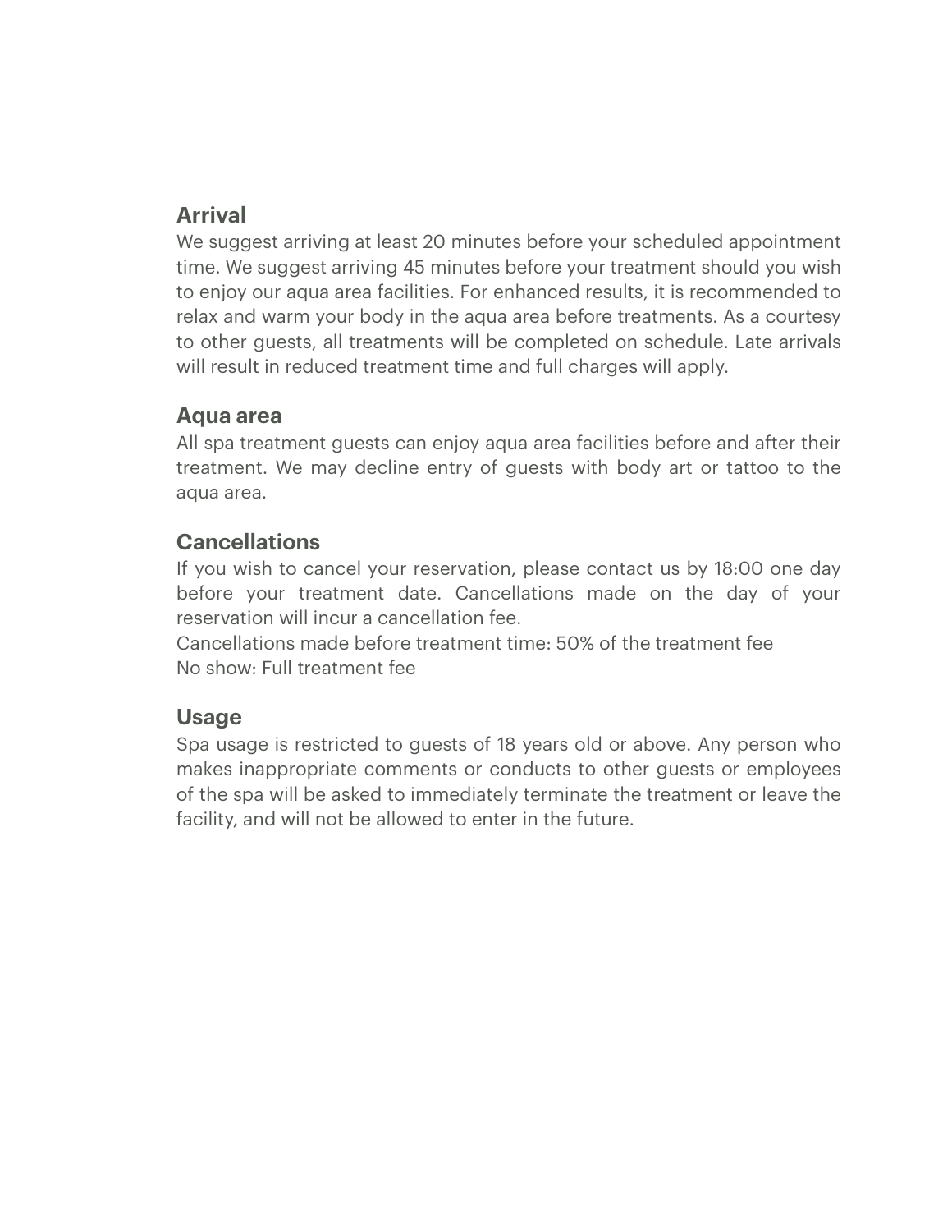## Arrival

We suggest arriving at least 20 minutes before your scheduled appointment time. We suggest arriving 45 minutes before your treatment should you wish to enjoy our aqua area facilities. For enhanced results, it is recommended to relax and warm your body in the aqua area before treatments. As a courtesy to other guests, all treatments will be completed on schedule. Late arrivals will result in reduced treatment time and full charges will apply.

## Aqua area

All spa treatment guests can enjoy aqua area facilities before and after their treatment. We may decline entry of guests with body art or tattoo to the aqua area.

## Cancellations

If you wish to cancel your reservation, please contact us by 18:00 one day before your treatment date. Cancellations made on the day of your reservation will incur a cancellation fee.

Cancellations made before treatment time: 50% of the treatment fee

No show: Full treatment fee

## Usage

Spa usage is restricted to guests of 18 years old or above. Any person who makes inappropriate comments or conducts to other guests or employees of the spa will be asked to immediately terminate the treatment or leave the facility, and will not be allowed to enter in the future.